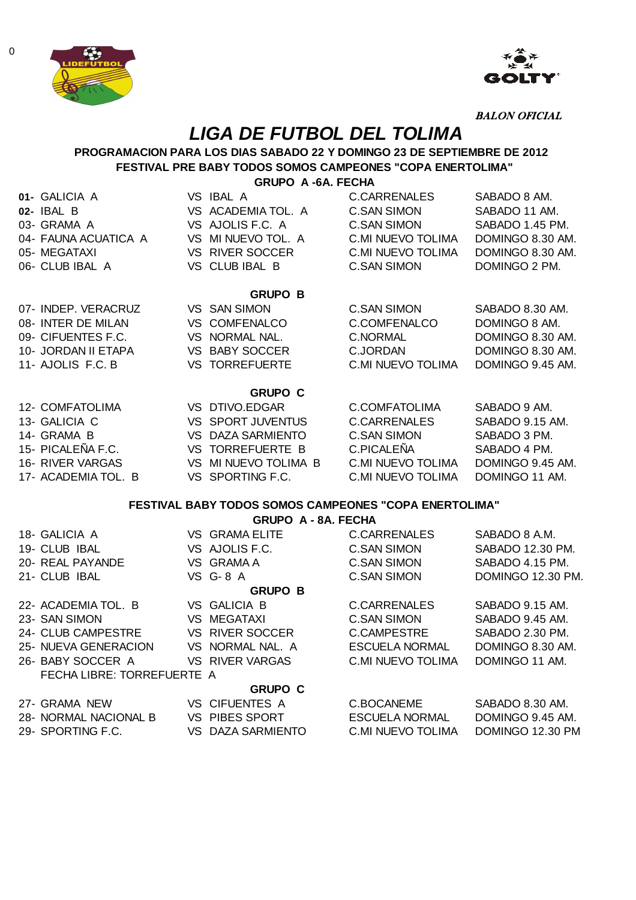BALON OFICIAL

# LIGA DE FUTBOL DEL TOLIMA

**PROGRAMACION PARA LOS DIAS SABADO 22 Y DOMINGO 23 DE SEPTIEMBRE DE 2012**

**FESTIVAL PRE BABY TODOS SOMOS CAMPEONES "COPA ENERTOLIMA"**

**GRUPO A -6A. FECHA**

| | | | |
|---|---|---|---|
| **01-** GALICIA A | VS IBAL A | C.CARRENALES | SABADO 8 AM. |
| **02-** IBAL B | VS ACADEMIA TOL. A | C.SAN SIMON | SABADO 11 AM. |
| 03- GRAMA A | VS AJOLIS F.C. A | C.SAN SIMON | SABADO 1.45 PM. |
| 04- FAUNA ACUATICA A | VS MI NUEVO TOL. A | C.MI NUEVO TOLIMA | DOMINGO 8.30 AM. |
| 05- MEGATAXI | VS RIVER SOCCER | C.MI NUEVO TOLIMA | DOMINGO 8.30 AM. |
| 06- CLUB IBAL A | VS CLUB IBAL B | C.SAN SIMON | DOMINGO 2 PM. |

**GRUPO B**

| | | | |
|---|---|---|---|
| 07- INDEP. VERACRUZ | VS SAN SIMON | C.SAN SIMON | SABADO 8.30 AM. |
| 08- INTER DE MILAN | VS COMFENALCO | C.COMFENALCO | DOMINGO 8 AM. |
| 09- CIFUENTES F.C. | VS NORMAL NAL. | C.NORMAL | DOMINGO 8.30 AM. |
| 10- JORDAN II ETAPA | VS BABY SOCCER | C.JORDAN | DOMINGO 8.30 AM. |
| 11- AJOLIS F.C. B | VS TORREFUERTE | C.MI NUEVO TOLIMA | DOMINGO 9.45 AM. |

**GRUPO C**

| | | | |
|---|---|---|---|
| 12- COMFATOLIMA | VS DTIVO.EDGAR | C.COMFATOLIMA | SABADO 9 AM. |
| 13- GALICIA C | VS SPORT JUVENTUS | C.CARRENALES | SABADO 9.15 AM. |
| 14- GRAMA B | VS DAZA SARMIENTO | C.SAN SIMON | SABADO 3 PM. |
| 15- PICALEÑA F.C. | VS TORREFUERTE B | C.PICALEÑA | SABADO 4 PM. |
| 16- RIVER VARGAS | VS MI NUEVO TOLIMA B | C.MI NUEVO TOLIMA | DOMINGO 9.45 AM. |
| 17- ACADEMIA TOL. B | VS SPORTING F.C. | C.MI NUEVO TOLIMA | DOMINGO 11 AM. |

**FESTIVAL BABY TODOS SOMOS CAMPEONES "COPA ENERTOLIMA"**

**GRUPO A - 8A. FECHA**

| | | | |
|---|---|---|---|
| 18- GALICIA A | VS GRAMA ELITE | C.CARRENALES | SABADO 8 A.M. |
| 19- CLUB IBAL | VS AJOLIS F.C. | C.SAN SIMON | SABADO 12.30 PM. |
| 20- REAL PAYANDE | VS GRAMA A | C.SAN SIMON | SABADO 4.15 PM. |
| 21- CLUB IBAL | VS G- 8 A | C.SAN SIMON | DOMINGO 12.30 PM. |

**GRUPO B**

| | | | |
|---|---|---|---|
| 22- ACADEMIA TOL. B | VS GALICIA B | C.CARRENALES | SABADO 9.15 AM. |
| 23- SAN SIMON | VS MEGATAXI | C.SAN SIMON | SABADO 9.45 AM. |
| 24- CLUB CAMPESTRE | VS RIVER SOCCER | C.CAMPESTRE | SABADO 2.30 PM. |
| 25- NUEVA GENERACION | VS NORMAL NAL. A | ESCUELA NORMAL | DOMINGO 8.30 AM. |
| 26- BABY SOCCER A | VS RIVER VARGAS | C.MI NUEVO TOLIMA | DOMINGO 11 AM. |

FECHA LIBRE: TORREFUERTE A

**GRUPO C**

| | | | |
|---|---|---|---|
| 27- GRAMA NEW | VS CIFUENTES A | C.BOCANEME | SABADO 8.30 AM. |
| 28- NORMAL NACIONAL B | VS PIBES SPORT | ESCUELA NORMAL | DOMINGO 9.45 AM. |
| 29- SPORTING F.C. | VS DAZA SARMIENTO | C.MI NUEVO TOLIMA | DOMINGO 12.30 PM |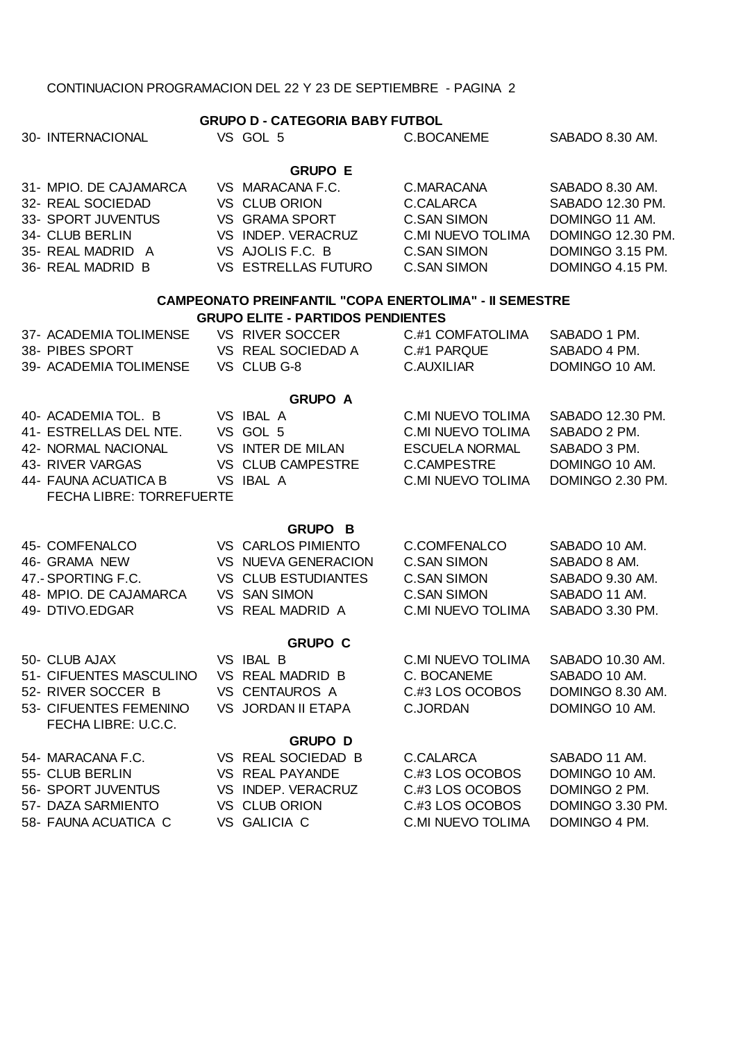CONTINUACION PROGRAMACION DEL 22 Y 23 DE SEPTIEMBRE - PAGINA 2

**GRUPO D - CATEGORIA BABY FUTBOL**

| | | | |
|---|---|---|---|
| 30- INTERNACIONAL | VS GOL 5 | C.BOCANEME | SABADO 8.30 AM. |

**GRUPO E**

| | | | |
|---|---|---|---|
| 31- MPIO. DE CAJAMARCA | VS MARACANA F.C. | C.MARACANA | SABADO 8.30 AM. |
| 32- REAL SOCIEDAD | VS CLUB ORION | C.CALARCA | SABADO 12.30 PM. |
| 33- SPORT JUVENTUS | VS GRAMA SPORT | C.SAN SIMON | DOMINGO 11 AM. |
| 34- CLUB BERLIN | VS INDEP. VERACRUZ | C.MI NUEVO TOLIMA | DOMINGO 12.30 PM. |
| 35- REAL MADRID A | VS AJOLIS F.C. B | C.SAN SIMON | DOMINGO 3.15 PM. |
| 36- REAL MADRID B | VS ESTRELLAS FUTURO | C.SAN SIMON | DOMINGO 4.15 PM. |

**CAMPEONATO PREINFANTIL "COPA ENERTOLIMA" - II SEMESTRE**

**GRUPO ELITE - PARTIDOS PENDIENTES**

| | | | |
|---|---|---|---|
| 37- ACADEMIA TOLIMENSE | VS RIVER SOCCER | C.#1 COMFATOLIMA | SABADO 1 PM. |
| 38- PIBES SPORT | VS REAL SOCIEDAD A | C.#1 PARQUE | SABADO 4 PM. |
| 39- ACADEMIA TOLIMENSE | VS CLUB G-8 | C.AUXILIAR | DOMINGO 10 AM. |

**GRUPO A**

| | | | |
|---|---|---|---|
| 40- ACADEMIA TOL. B | VS IBAL A | C.MI NUEVO TOLIMA | SABADO 12.30 PM. |
| 41- ESTRELLAS DEL NTE. | VS GOL 5 | C.MI NUEVO TOLIMA | SABADO 2 PM. |
| 42- NORMAL NACIONAL | VS INTER DE MILAN | ESCUELA NORMAL | SABADO 3 PM. |
| 43- RIVER VARGAS | VS CLUB CAMPESTRE | C.CAMPESTRE | DOMINGO 10 AM. |
| 44- FAUNA ACUATICA B | VS IBAL A | C.MI NUEVO TOLIMA | DOMINGO 2.30 PM. |

FECHA LIBRE: TORREFUERTE

**GRUPO B**

| | | | |
|---|---|---|---|
| 45- COMFENALCO | VS CARLOS PIMIENTO | C.COMFENALCO | SABADO 10 AM. |
| 46- GRAMA NEW | VS NUEVA GENERACION | C.SAN SIMON | SABADO 8 AM. |
| 47.- SPORTING F.C. | VS CLUB ESTUDIANTES | C.SAN SIMON | SABADO 9.30 AM. |
| 48- MPIO. DE CAJAMARCA | VS SAN SIMON | C.SAN SIMON | SABADO 11 AM. |
| 49- DTIVO.EDGAR | VS REAL MADRID A | C.MI NUEVO TOLIMA | SABADO 3.30 PM. |

**GRUPO C**

| | | | |
|---|---|---|---|
| 50- CLUB AJAX | VS IBAL B | C.MI NUEVO TOLIMA | SABADO 10.30 AM. |
| 51- CIFUENTES MASCULINO | VS REAL MADRID B | C. BOCANEME | SABADO 10 AM. |
| 52- RIVER SOCCER B | VS CENTAUROS A | C.#3 LOS OCOBOS | DOMINGO 8.30 AM. |
| 53- CIFUENTES FEMENINO | VS JORDAN II ETAPA | C.JORDAN | DOMINGO 10 AM. |

FECHA LIBRE: U.C.C.

**GRUPO D**

| | | | |
|---|---|---|---|
| 54- MARACANA F.C. | VS REAL SOCIEDAD B | C.CALARCA | SABADO 11 AM. |
| 55- CLUB BERLIN | VS REAL PAYANDE | C.#3 LOS OCOBOS | DOMINGO 10 AM. |
| 56- SPORT JUVENTUS | VS INDEP. VERACRUZ | C.#3 LOS OCOBOS | DOMINGO 2 PM. |
| 57- DAZA SARMIENTO | VS CLUB ORION | C.#3 LOS OCOBOS | DOMINGO 3.30 PM. |
| 58- FAUNA ACUATICA C | VS GALICIA C | C.MI NUEVO TOLIMA | DOMINGO 4 PM. |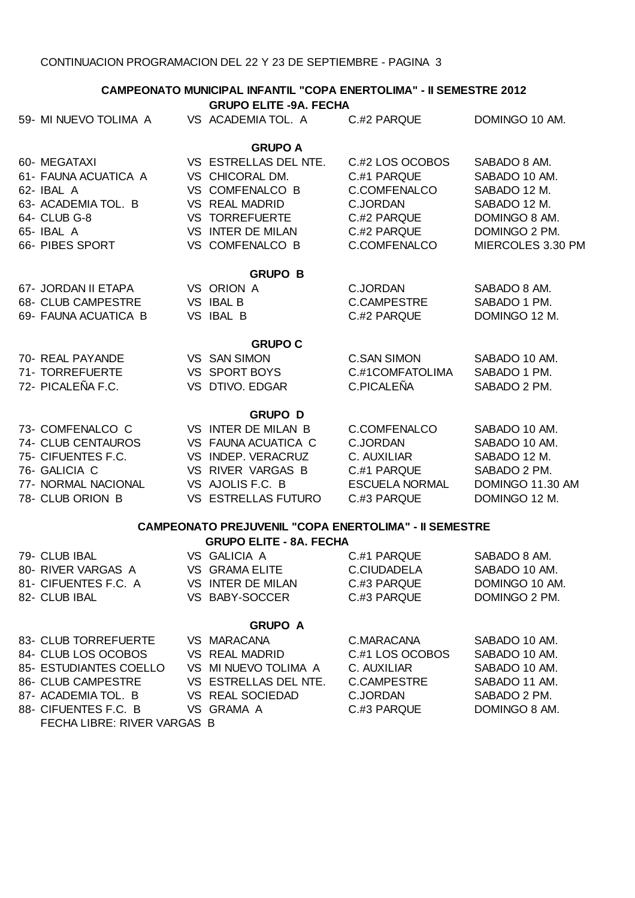CONTINUACION PROGRAMACION DEL 22 Y 23 DE SEPTIEMBRE - PAGINA 3

## CAMPEONATO MUNICIPAL INFANTIL "COPA ENERTOLIMA" - II SEMESTRE 2012

### GRUPO ELITE -9A. FECHA

| | | | |
|---|---|---|---|
| 59- MI NUEVO TOLIMA A | VS ACADEMIA TOL. A | C.#2 PARQUE | DOMINGO 10 AM. |

### GRUPO A

| | | | |
|---|---|---|---|
| 60- MEGATAXI | VS ESTRELLAS DEL NTE. | C.#2 LOS OCOBOS | SABADO 8 AM. |
| 61- FAUNA ACUATICA A | VS CHICORAL DM. | C.#1 PARQUE | SABADO 10 AM. |
| 62- IBAL A | VS COMFENALCO B | C.COMFENALCO | SABADO 12 M. |
| 63- ACADEMIA TOL. B | VS REAL MADRID | C.JORDAN | SABADO 12 M. |
| 64- CLUB G-8 | VS TORREFUERTE | C.#2 PARQUE | DOMINGO 8 AM. |
| 65- IBAL A | VS INTER DE MILAN | C.#2 PARQUE | DOMINGO 2 PM. |
| 66- PIBES SPORT | VS COMFENALCO B | C.COMFENALCO | MIERCOLES 3.30 PM |

### GRUPO B

| | | | |
|---|---|---|---|
| 67- JORDAN II ETAPA | VS ORION A | C.JORDAN | SABADO 8 AM. |
| 68- CLUB CAMPESTRE | VS IBAL B | C.CAMPESTRE | SABADO 1 PM. |
| 69- FAUNA ACUATICA B | VS IBAL B | C.#2 PARQUE | DOMINGO 12 M. |

### GRUPO C

| | | | |
|---|---|---|---|
| 70- REAL PAYANDE | VS SAN SIMON | C.SAN SIMON | SABADO 10 AM. |
| 71- TORREFUERTE | VS SPORT BOYS | C.#1COMFATOLIMA | SABADO 1 PM. |
| 72- PICALEÑA F.C. | VS DTIVO. EDGAR | C.PICALEÑA | SABADO 2 PM. |

### GRUPO D

| | | | |
|---|---|---|---|
| 73- COMFENALCO C | VS INTER DE MILAN B | C.COMFENALCO | SABADO 10 AM. |
| 74- CLUB CENTAUROS | VS FAUNA ACUATICA C | C.JORDAN | SABADO 10 AM. |
| 75- CIFUENTES F.C. | VS INDEP. VERACRUZ | C. AUXILIAR | SABADO 12 M. |
| 76- GALICIA C | VS RIVER VARGAS B | C.#1 PARQUE | SABADO 2 PM. |
| 77- NORMAL NACIONAL | VS AJOLIS F.C. B | ESCUELA NORMAL | DOMINGO 11.30 AM |
| 78- CLUB ORION B | VS ESTRELLAS FUTURO | C.#3 PARQUE | DOMINGO 12 M. |

## CAMPEONATO PREJUVENIL "COPA ENERTOLIMA" - II SEMESTRE

### GRUPO ELITE - 8A. FECHA

| | | | |
|---|---|---|---|
| 79- CLUB IBAL | VS GALICIA A | C.#1 PARQUE | SABADO 8 AM. |
| 80- RIVER VARGAS A | VS GRAMA ELITE | C.CIUDADELA | SABADO 10 AM. |
| 81- CIFUENTES F.C. A | VS INTER DE MILAN | C.#3 PARQUE | DOMINGO 10 AM. |
| 82- CLUB IBAL | VS BABY-SOCCER | C.#3 PARQUE | DOMINGO 2 PM. |

### GRUPO A

| | | | |
|---|---|---|---|
| 83- CLUB TORREFUERTE | VS MARACANA | C.MARACANA | SABADO 10 AM. |
| 84- CLUB LOS OCOBOS | VS REAL MADRID | C.#1 LOS OCOBOS | SABADO 10 AM. |
| 85- ESTUDIANTES COELLO | VS MI NUEVO TOLIMA A | C. AUXILIAR | SABADO 10 AM. |
| 86- CLUB CAMPESTRE | VS ESTRELLAS DEL NTE. | C.CAMPESTRE | SABADO 11 AM. |
| 87- ACADEMIA TOL. B | VS REAL SOCIEDAD | C.JORDAN | SABADO 2 PM. |
| 88- CIFUENTES F.C. B | VS GRAMA A | C.#3 PARQUE | DOMINGO 8 AM. |

FECHA LIBRE: RIVER VARGAS B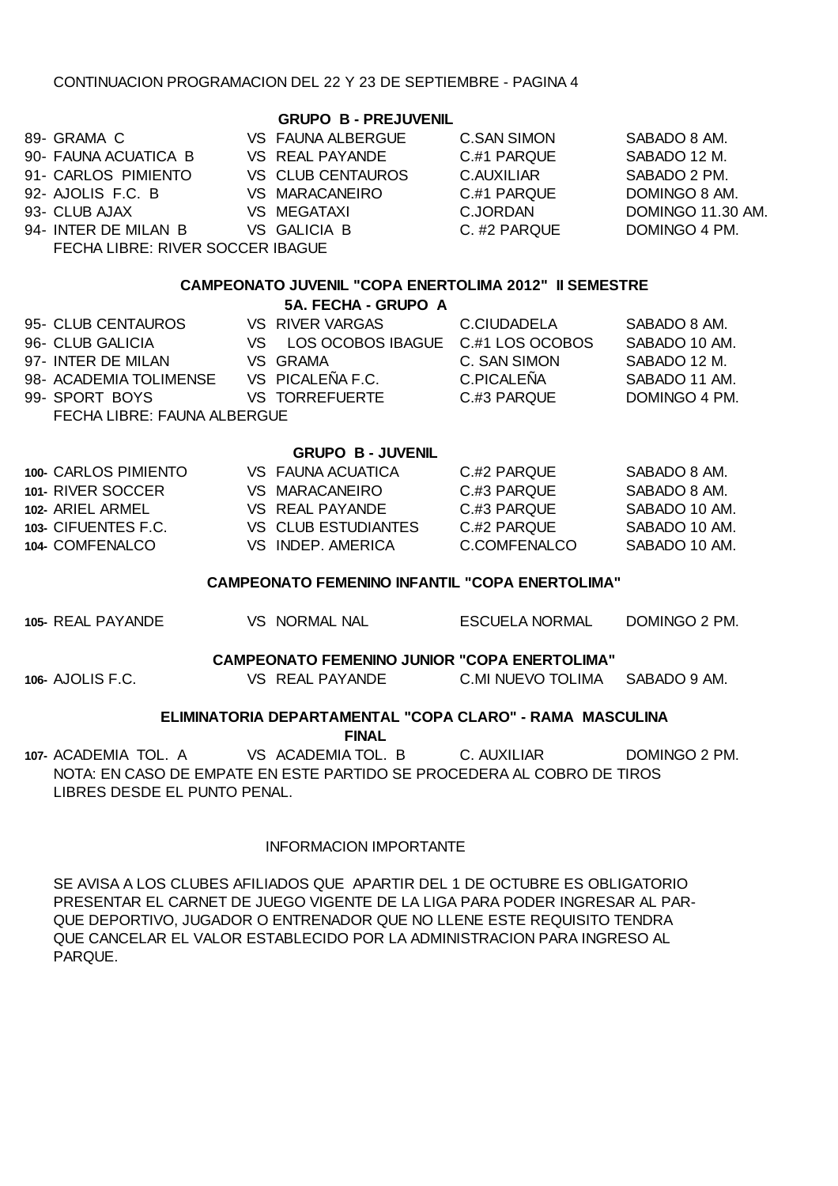CONTINUACION PROGRAMACION DEL 22 Y 23 DE SEPTIEMBRE - PAGINA 4

### GRUPO B - PREJUVENIL

| | | | |
|---|---|---|---|
| 89- GRAMA C | VS FAUNA ALBERGUE | C.SAN SIMON | SABADO 8 AM. |
| 90- FAUNA ACUATICA B | VS REAL PAYANDE | C.#1 PARQUE | SABADO 12 M. |
| 91- CARLOS PIMIENTO | VS CLUB CENTAUROS | C.AUXILIAR | SABADO 2 PM. |
| 92- AJOLIS F.C. B | VS MARACANEIRO | C.#1 PARQUE | DOMINGO 8 AM. |
| 93- CLUB AJAX | VS MEGATAXI | C.JORDAN | DOMINGO 11.30 AM. |
| 94- INTER DE MILAN B | VS GALICIA B | C. #2 PARQUE | DOMINGO 4 PM. |

FECHA LIBRE: RIVER SOCCER IBAGUE

### CAMPEONATO JUVENIL "COPA ENERTOLIMA 2012" II SEMESTRE

#### 5A. FECHA - GRUPO A

| | | | |
|---|---|---|---|
| 95- CLUB CENTAUROS | VS RIVER VARGAS | C.CIUDADELA | SABADO 8 AM. |
| 96- CLUB GALICIA | VS LOS OCOBOS IBAGUE | C.#1 LOS OCOBOS | SABADO 10 AM. |
| 97- INTER DE MILAN | VS GRAMA | C. SAN SIMON | SABADO 12 M. |
| 98- ACADEMIA TOLIMENSE | VS PICALEÑA F.C. | C.PICALEÑA | SABADO 11 AM. |
| 99- SPORT BOYS | VS TORREFUERTE | C.#3 PARQUE | DOMINGO 4 PM. |

FECHA LIBRE: FAUNA ALBERGUE

### GRUPO B - JUVENIL

| | | | |
|---|---|---|---|
| 100- CARLOS PIMIENTO | VS FAUNA ACUATICA | C.#2 PARQUE | SABADO 8 AM. |
| 101- RIVER SOCCER | VS MARACANEIRO | C.#3 PARQUE | SABADO 8 AM. |
| 102- ARIEL ARMEL | VS REAL PAYANDE | C.#3 PARQUE | SABADO 10 AM. |
| 103- CIFUENTES F.C. | VS CLUB ESTUDIANTES | C.#2 PARQUE | SABADO 10 AM. |
| 104- COMFENALCO | VS INDEP. AMERICA | C.COMFENALCO | SABADO 10 AM. |

### CAMPEONATO FEMENINO INFANTIL "COPA ENERTOLIMA"

| | | | |
|---|---|---|---|
| 105- REAL PAYANDE | VS NORMAL NAL | ESCUELA NORMAL | DOMINGO 2 PM. |

### CAMPEONATO FEMENINO JUNIOR "COPA ENERTOLIMA"

| | | | |
|---|---|---|---|
| 106- AJOLIS F.C. | VS REAL PAYANDE | C.MI NUEVO TOLIMA | SABADO 9 AM. |

### ELIMINATORIA DEPARTAMENTAL "COPA CLARO" - RAMA MASCULINA

#### FINAL

| | | | |
|---|---|---|---|
| 107- ACADEMIA TOL. A | VS ACADEMIA TOL. B | C. AUXILIAR | DOMINGO 2 PM. |

NOTA: EN CASO DE EMPATE EN ESTE PARTIDO SE PROCEDERA AL COBRO DE TIROS LIBRES DESDE EL PUNTO PENAL.

INFORMACION IMPORTANTE

SE AVISA A LOS CLUBES AFILIADOS QUE APARTIR DEL 1 DE OCTUBRE ES OBLIGATORIO PRESENTAR EL CARNET DE JUEGO VIGENTE DE LA LIGA PARA PODER INGRESAR AL PARQUE DEPORTIVO, JUGADOR O ENTRENADOR QUE NO LLENE ESTE REQUISITO TENDRA QUE CANCELAR EL VALOR ESTABLECIDO POR LA ADMINISTRACION PARA INGRESO AL PARQUE.